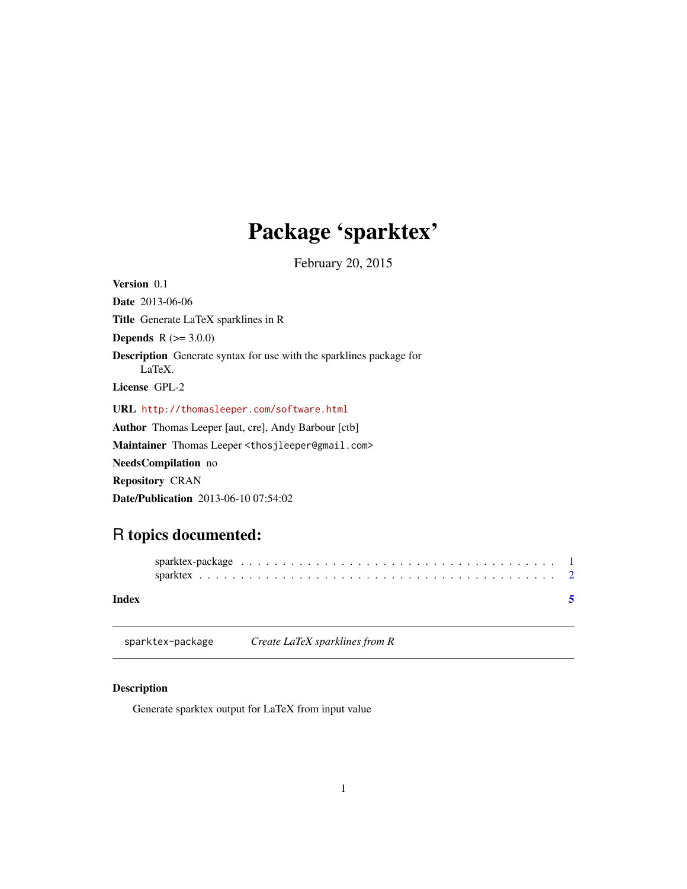# Package 'sparktex'

February 20, 2015

**Version** 0.1

**Date** 2013-06-06

**Title** Generate LaTeX sparklines in R

**Depends** R (>= 3.0.0)

**Description** Generate syntax for use with the sparklines package for LaTeX.

**License** GPL-2

**URL** http://thomasleeper.com/software.html

**Author** Thomas Leeper [aut, cre], Andy Barbour [ctb]

**Maintainer** Thomas Leeper <thosjleeper@gmail.com>

**NeedsCompilation** no

**Repository** CRAN

**Date/Publication** 2013-06-10 07:54:02

## R topics documented:

sparktex-package . . . . . . . . . . . . . . . . . . . . . . . . . . . . . . . . . . . . . 1
sparktex . . . . . . . . . . . . . . . . . . . . . . . . . . . . . . . . . . . . . . . . . . 2

**Index** **5**

---

`sparktex-package` *Create LaTeX sparklines from R*

---

### Description

Generate sparktex output for LaTeX from input value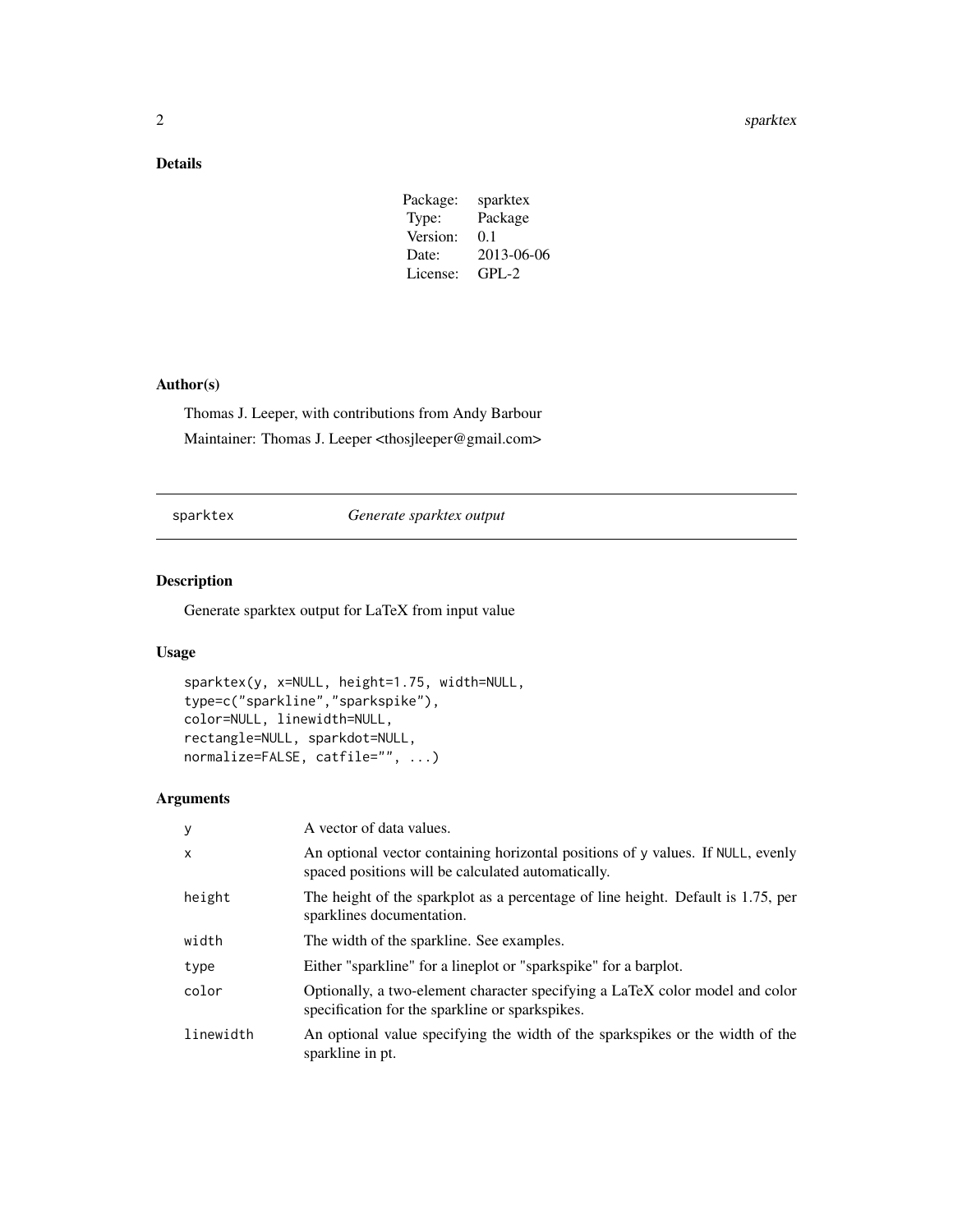## Details

| | |
|---|---|
| Package: | sparktex |
| Type: | Package |
| Version: | 0.1 |
| Date: | 2013-06-06 |
| License: | GPL-2 |

## Author(s)

Thomas J. Leeper, with contributions from Andy Barbour

Maintainer: Thomas J. Leeper <thosjleeper@gmail.com>

---

# sparktex — *Generate sparktex output*

---

## Description

Generate sparktex output for LaTeX from input value

## Usage

```
sparktex(y, x=NULL, height=1.75, width=NULL,
type=c("sparkline","sparkspike"),
color=NULL, linewidth=NULL,
rectangle=NULL, sparkdot=NULL,
normalize=FALSE, catfile="", ...)
```

## Arguments

| | |
|---|---|
| `y` | A vector of data values. |
| `x` | An optional vector containing horizontal positions of `y` values. If `NULL`, evenly spaced positions will be calculated automatically. |
| `height` | The height of the sparkplot as a percentage of line height. Default is 1.75, per sparklines documentation. |
| `width` | The width of the sparkline. See examples. |
| `type` | Either "sparkline" for a lineplot or "sparkspike" for a barplot. |
| `color` | Optionally, a two-element character specifying a LaTeX color model and color specification for the sparkline or sparkspikes. |
| `linewidth` | An optional value specifying the width of the sparkspikes or the width of the sparkline in pt. |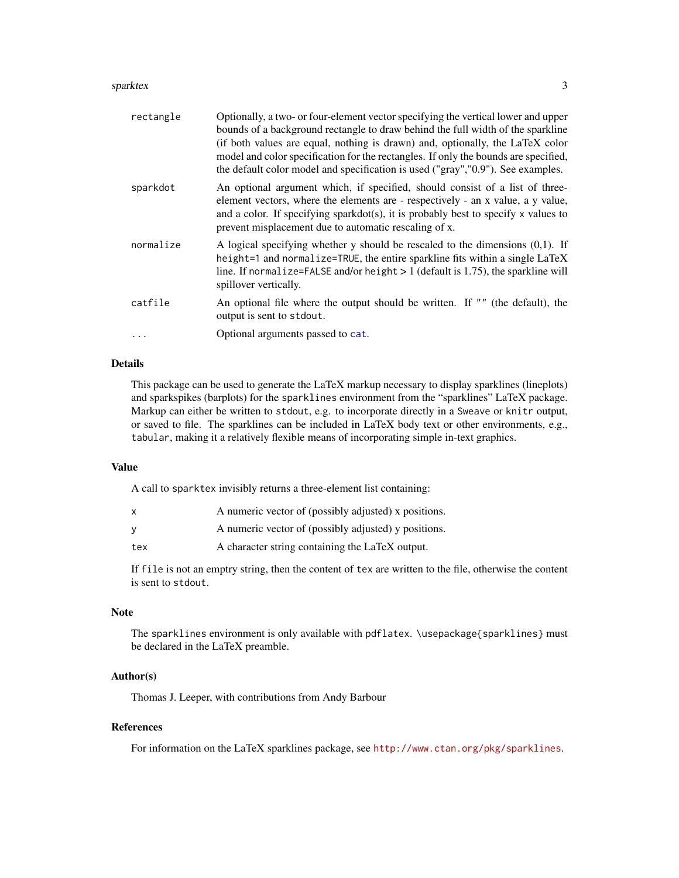| | |
|---|---|
| `rectangle` | Optionally, a two- or four-element vector specifying the vertical lower and upper bounds of a background rectangle to draw behind the full width of the sparkline (if both values are equal, nothing is drawn) and, optionally, the LaTeX color model and color specification for the rectangles. If only the bounds are specified, the default color model and specification is used ("gray","0.9"). See examples. |
| `sparkdot` | An optional argument which, if specified, should consist of a list of three-element vectors, where the elements are - respectively - an x value, a y value, and a color. If specifying sparkdot(s), it is probably best to specify `x` values to prevent misplacement due to automatic rescaling of x. |
| `normalize` | A logical specifying whether y should be rescaled to the dimensions (0,1). If `height=1` and `normalize=TRUE`, the entire sparkline fits within a single LaTeX line. If `normalize=FALSE` and/or `height` > 1 (default is 1.75), the sparkline will spillover vertically. |
| `catfile` | An optional file where the output should be written. If `""` (the default), the output is sent to `stdout`. |
| `...` | Optional arguments passed to `cat`. |

## Details

This package can be used to generate the LaTeX markup necessary to display sparklines (lineplots) and sparkspikes (barplots) for the `sparklines` environment from the "sparklines" LaTeX package. Markup can either be written to `stdout`, e.g. to incorporate directly in a `Sweave` or `knitr` output, or saved to file. The sparklines can be included in LaTeX body text or other environments, e.g., `tabular`, making it a relatively flexible means of incorporating simple in-text graphics.

## Value

A call to `sparktex` invisibly returns a three-element list containing:

| | |
|---|---|
| `x` | A numeric vector of (possibly adjusted) x positions. |
| `y` | A numeric vector of (possibly adjusted) y positions. |
| `tex` | A character string containing the LaTeX output. |

If `file` is not an emptry string, then the content of `tex` are written to the file, otherwise the content is sent to `stdout`.

## Note

The `sparklines` environment is only available with `pdflatex`. `\usepackage{sparklines}` must be declared in the LaTeX preamble.

## Author(s)

Thomas J. Leeper, with contributions from Andy Barbour

## References

For information on the LaTeX sparklines package, see http://www.ctan.org/pkg/sparklines.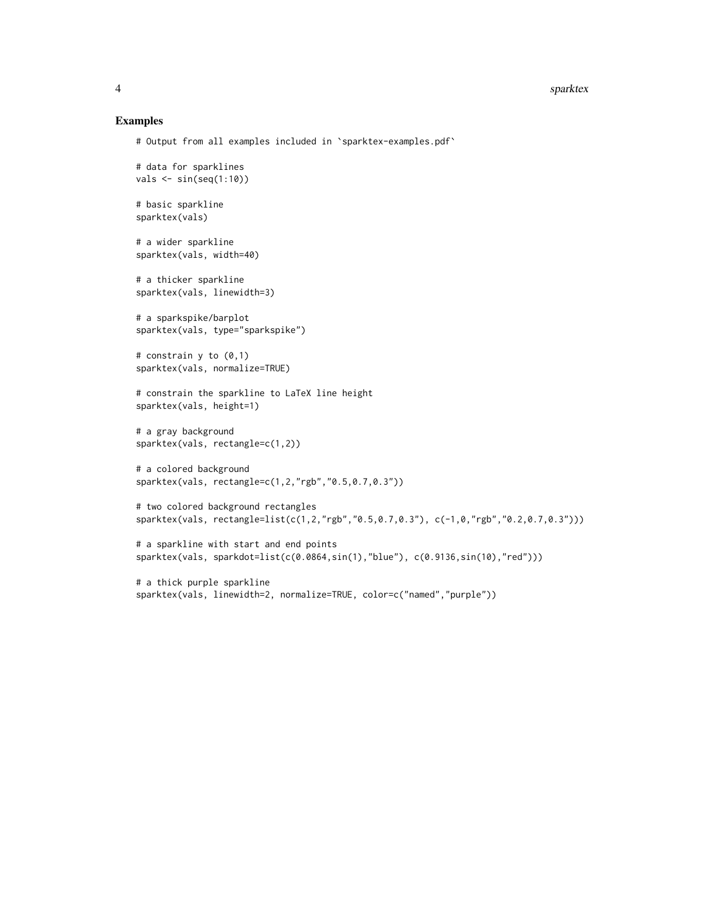## Examples

```
# Output from all examples included in `sparktex-examples.pdf`

# data for sparklines
vals <- sin(seq(1:10))

# basic sparkline
sparktex(vals)

# a wider sparkline
sparktex(vals, width=40)

# a thicker sparkline
sparktex(vals, linewidth=3)

# a sparkspike/barplot
sparktex(vals, type="sparkspike")

# constrain y to (0,1)
sparktex(vals, normalize=TRUE)

# constrain the sparkline to LaTeX line height
sparktex(vals, height=1)

# a gray background
sparktex(vals, rectangle=c(1,2))

# a colored background
sparktex(vals, rectangle=c(1,2,"rgb","0.5,0.7,0.3"))

# two colored background rectangles
sparktex(vals, rectangle=list(c(1,2,"rgb","0.5,0.7,0.3"), c(-1,0,"rgb","0.2,0.7,0.3")))

# a sparkline with start and end points
sparktex(vals, sparkdot=list(c(0.0864,sin(1),"blue"), c(0.9136,sin(10),"red")))

# a thick purple sparkline
sparktex(vals, linewidth=2, normalize=TRUE, color=c("named","purple"))
```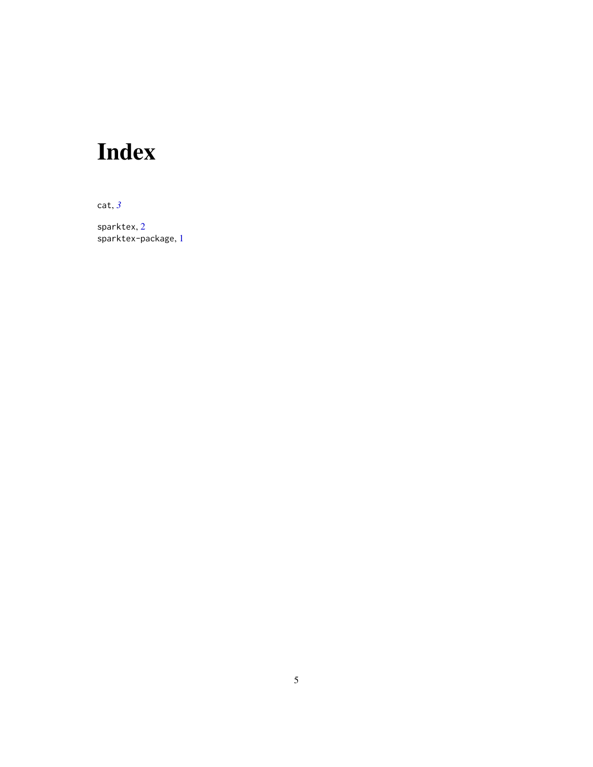# Index

cat, *3*

sparktex, 2
sparktex-package, 1